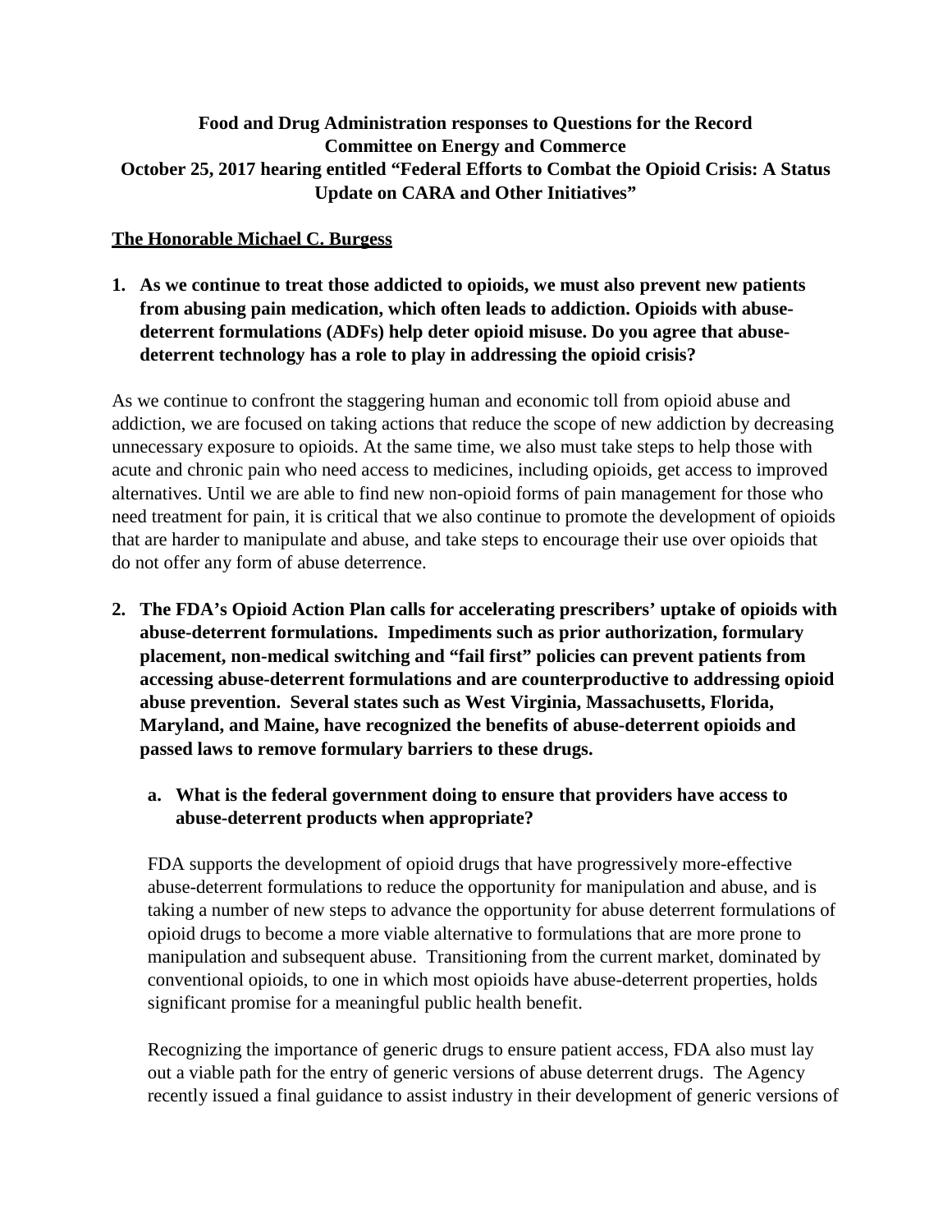**Food and Drug Administration responses to Questions for the Record**
**Committee on Energy and Commerce**
**October 25, 2017 hearing entitled "Federal Efforts to Combat the Opioid Crisis: A Status Update on CARA and Other Initiatives"**

**<u>The Honorable Michael C. Burgess</u>**

1. **As we continue to treat those addicted to opioids, we must also prevent new patients from abusing pain medication, which often leads to addiction. Opioids with abuse-deterrent formulations (ADFs) help deter opioid misuse. Do you agree that abuse-deterrent technology has a role to play in addressing the opioid crisis?**

As we continue to confront the staggering human and economic toll from opioid abuse and addiction, we are focused on taking actions that reduce the scope of new addiction by decreasing unnecessary exposure to opioids. At the same time, we also must take steps to help those with acute and chronic pain who need access to medicines, including opioids, get access to improved alternatives. Until we are able to find new non-opioid forms of pain management for those who need treatment for pain, it is critical that we also continue to promote the development of opioids that are harder to manipulate and abuse, and take steps to encourage their use over opioids that do not offer any form of abuse deterrence.

2. **The FDA's Opioid Action Plan calls for accelerating prescribers' uptake of opioids with abuse-deterrent formulations. Impediments such as prior authorization, formulary placement, non-medical switching and "fail first" policies can prevent patients from accessing abuse-deterrent formulations and are counterproductive to addressing opioid abuse prevention. Several states such as West Virginia, Massachusetts, Florida, Maryland, and Maine, have recognized the benefits of abuse-deterrent opioids and passed laws to remove formulary barriers to these drugs.**

   a. **What is the federal government doing to ensure that providers have access to abuse-deterrent products when appropriate?**

   FDA supports the development of opioid drugs that have progressively more-effective abuse-deterrent formulations to reduce the opportunity for manipulation and abuse, and is taking a number of new steps to advance the opportunity for abuse deterrent formulations of opioid drugs to become a more viable alternative to formulations that are more prone to manipulation and subsequent abuse. Transitioning from the current market, dominated by conventional opioids, to one in which most opioids have abuse-deterrent properties, holds significant promise for a meaningful public health benefit.

   Recognizing the importance of generic drugs to ensure patient access, FDA also must lay out a viable path for the entry of generic versions of abuse deterrent drugs. The Agency recently issued a final guidance to assist industry in their development of generic versions of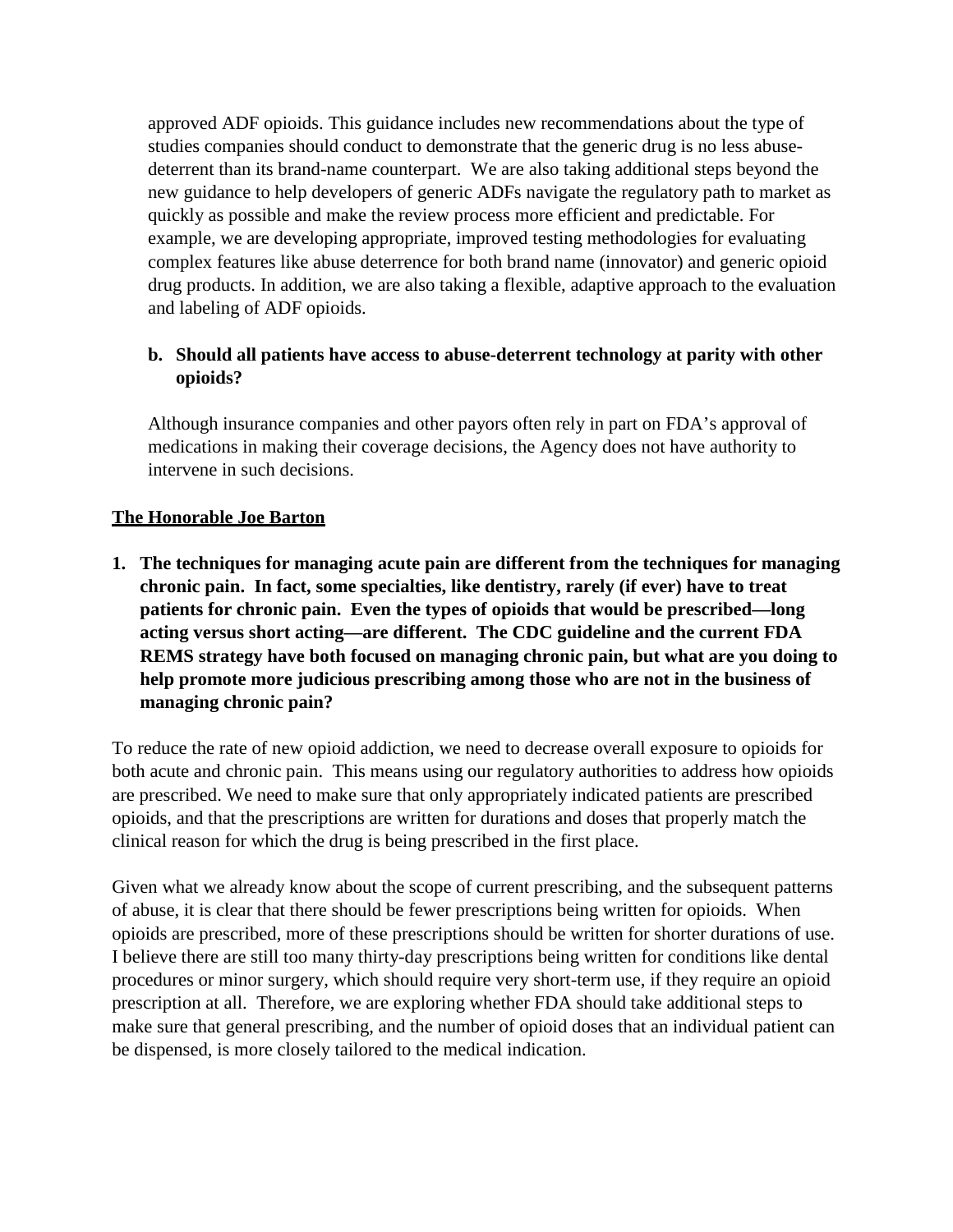approved ADF opioids. This guidance includes new recommendations about the type of studies companies should conduct to demonstrate that the generic drug is no less abuse-deterrent than its brand-name counterpart. We are also taking additional steps beyond the new guidance to help developers of generic ADFs navigate the regulatory path to market as quickly as possible and make the review process more efficient and predictable. For example, we are developing appropriate, improved testing methodologies for evaluating complex features like abuse deterrence for both brand name (innovator) and generic opioid drug products. In addition, we are also taking a flexible, adaptive approach to the evaluation and labeling of ADF opioids.

**b. Should all patients have access to abuse-deterrent technology at parity with other opioids?**

Although insurance companies and other payors often rely in part on FDA's approval of medications in making their coverage decisions, the Agency does not have authority to intervene in such decisions.

**The Honorable Joe Barton**

**1. The techniques for managing acute pain are different from the techniques for managing chronic pain. In fact, some specialties, like dentistry, rarely (if ever) have to treat patients for chronic pain. Even the types of opioids that would be prescribed—long acting versus short acting—are different. The CDC guideline and the current FDA REMS strategy have both focused on managing chronic pain, but what are you doing to help promote more judicious prescribing among those who are not in the business of managing chronic pain?**

To reduce the rate of new opioid addiction, we need to decrease overall exposure to opioids for both acute and chronic pain. This means using our regulatory authorities to address how opioids are prescribed. We need to make sure that only appropriately indicated patients are prescribed opioids, and that the prescriptions are written for durations and doses that properly match the clinical reason for which the drug is being prescribed in the first place.

Given what we already know about the scope of current prescribing, and the subsequent patterns of abuse, it is clear that there should be fewer prescriptions being written for opioids. When opioids are prescribed, more of these prescriptions should be written for shorter durations of use. I believe there are still too many thirty-day prescriptions being written for conditions like dental procedures or minor surgery, which should require very short-term use, if they require an opioid prescription at all. Therefore, we are exploring whether FDA should take additional steps to make sure that general prescribing, and the number of opioid doses that an individual patient can be dispensed, is more closely tailored to the medical indication.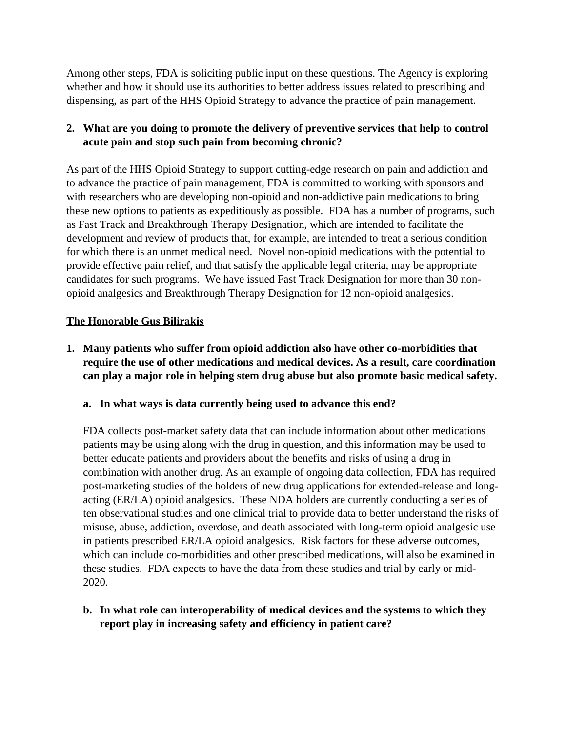Among other steps, FDA is soliciting public input on these questions. The Agency is exploring whether and how it should use its authorities to better address issues related to prescribing and dispensing, as part of the HHS Opioid Strategy to advance the practice of pain management.

2. **What are you doing to promote the delivery of preventive services that help to control acute pain and stop such pain from becoming chronic?**

As part of the HHS Opioid Strategy to support cutting-edge research on pain and addiction and to advance the practice of pain management, FDA is committed to working with sponsors and with researchers who are developing non-opioid and non-addictive pain medications to bring these new options to patients as expeditiously as possible. FDA has a number of programs, such as Fast Track and Breakthrough Therapy Designation, which are intended to facilitate the development and review of products that, for example, are intended to treat a serious condition for which there is an unmet medical need. Novel non-opioid medications with the potential to provide effective pain relief, and that satisfy the applicable legal criteria, may be appropriate candidates for such programs. We have issued Fast Track Designation for more than 30 non-opioid analgesics and Breakthrough Therapy Designation for 12 non-opioid analgesics.

**The Honorable Gus Bilirakis**

1. **Many patients who suffer from opioid addiction also have other co-morbidities that require the use of other medications and medical devices. As a result, care coordination can play a major role in helping stem drug abuse but also promote basic medical safety.**

   a. **In what ways is data currently being used to advance this end?**

   FDA collects post-market safety data that can include information about other medications patients may be using along with the drug in question, and this information may be used to better educate patients and providers about the benefits and risks of using a drug in combination with another drug. As an example of ongoing data collection, FDA has required post-marketing studies of the holders of new drug applications for extended-release and long-acting (ER/LA) opioid analgesics. These NDA holders are currently conducting a series of ten observational studies and one clinical trial to provide data to better understand the risks of misuse, abuse, addiction, overdose, and death associated with long-term opioid analgesic use in patients prescribed ER/LA opioid analgesics. Risk factors for these adverse outcomes, which can include co-morbidities and other prescribed medications, will also be examined in these studies. FDA expects to have the data from these studies and trial by early or mid-2020.

   b. **In what role can interoperability of medical devices and the systems to which they report play in increasing safety and efficiency in patient care?**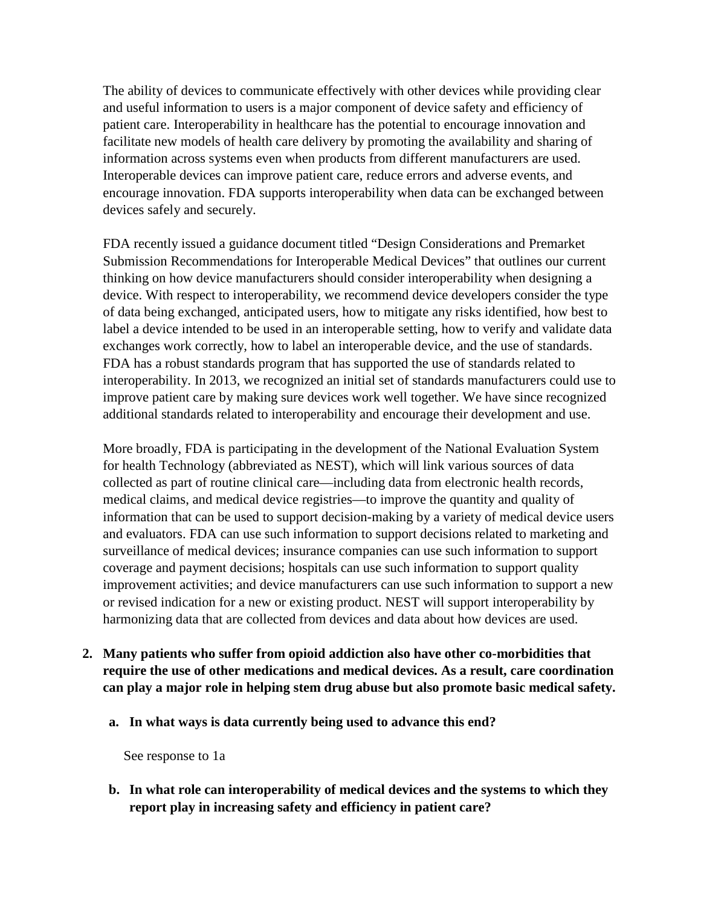The ability of devices to communicate effectively with other devices while providing clear and useful information to users is a major component of device safety and efficiency of patient care. Interoperability in healthcare has the potential to encourage innovation and facilitate new models of health care delivery by promoting the availability and sharing of information across systems even when products from different manufacturers are used. Interoperable devices can improve patient care, reduce errors and adverse events, and encourage innovation. FDA supports interoperability when data can be exchanged between devices safely and securely.

FDA recently issued a guidance document titled "Design Considerations and Premarket Submission Recommendations for Interoperable Medical Devices" that outlines our current thinking on how device manufacturers should consider interoperability when designing a device. With respect to interoperability, we recommend device developers consider the type of data being exchanged, anticipated users, how to mitigate any risks identified, how best to label a device intended to be used in an interoperable setting, how to verify and validate data exchanges work correctly, how to label an interoperable device, and the use of standards. FDA has a robust standards program that has supported the use of standards related to interoperability. In 2013, we recognized an initial set of standards manufacturers could use to improve patient care by making sure devices work well together. We have since recognized additional standards related to interoperability and encourage their development and use.

More broadly, FDA is participating in the development of the National Evaluation System for health Technology (abbreviated as NEST), which will link various sources of data collected as part of routine clinical care—including data from electronic health records, medical claims, and medical device registries—to improve the quantity and quality of information that can be used to support decision-making by a variety of medical device users and evaluators. FDA can use such information to support decisions related to marketing and surveillance of medical devices; insurance companies can use such information to support coverage and payment decisions; hospitals can use such information to support quality improvement activities; and device manufacturers can use such information to support a new or revised indication for a new or existing product. NEST will support interoperability by harmonizing data that are collected from devices and data about how devices are used.

2. **Many patients who suffer from opioid addiction also have other co-morbidities that require the use of other medications and medical devices. As a result, care coordination can play a major role in helping stem drug abuse but also promote basic medical safety.**

   a. **In what ways is data currently being used to advance this end?**

      See response to 1a

   b. **In what role can interoperability of medical devices and the systems to which they report play in increasing safety and efficiency in patient care?**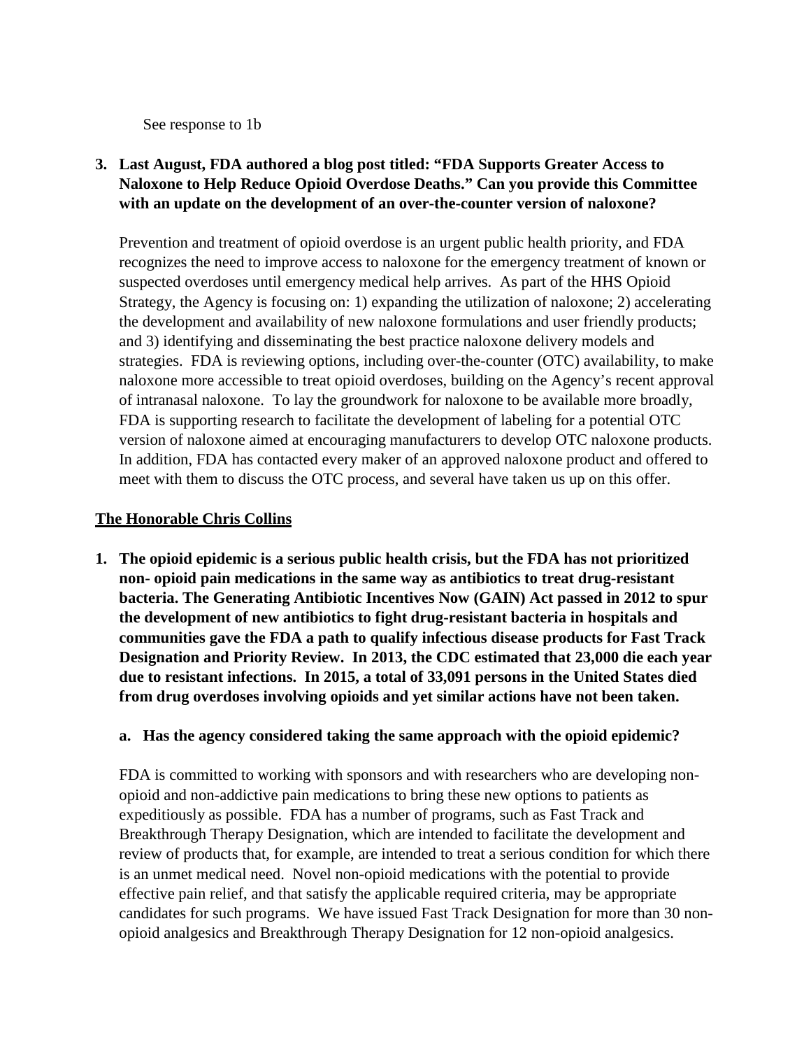See response to 1b

**3. Last August, FDA authored a blog post titled: "FDA Supports Greater Access to Naloxone to Help Reduce Opioid Overdose Deaths." Can you provide this Committee with an update on the development of an over-the-counter version of naloxone?**

Prevention and treatment of opioid overdose is an urgent public health priority, and FDA recognizes the need to improve access to naloxone for the emergency treatment of known or suspected overdoses until emergency medical help arrives. As part of the HHS Opioid Strategy, the Agency is focusing on: 1) expanding the utilization of naloxone; 2) accelerating the development and availability of new naloxone formulations and user friendly products; and 3) identifying and disseminating the best practice naloxone delivery models and strategies. FDA is reviewing options, including over-the-counter (OTC) availability, to make naloxone more accessible to treat opioid overdoses, building on the Agency's recent approval of intranasal naloxone. To lay the groundwork for naloxone to be available more broadly, FDA is supporting research to facilitate the development of labeling for a potential OTC version of naloxone aimed at encouraging manufacturers to develop OTC naloxone products. In addition, FDA has contacted every maker of an approved naloxone product and offered to meet with them to discuss the OTC process, and several have taken us up on this offer.

## The Honorable Chris Collins

**1. The opioid epidemic is a serious public health crisis, but the FDA has not prioritized non- opioid pain medications in the same way as antibiotics to treat drug-resistant bacteria. The Generating Antibiotic Incentives Now (GAIN) Act passed in 2012 to spur the development of new antibiotics to fight drug-resistant bacteria in hospitals and communities gave the FDA a path to qualify infectious disease products for Fast Track Designation and Priority Review. In 2013, the CDC estimated that 23,000 die each year due to resistant infections. In 2015, a total of 33,091 persons in the United States died from drug overdoses involving opioids and yet similar actions have not been taken.**

**a. Has the agency considered taking the same approach with the opioid epidemic?**

FDA is committed to working with sponsors and with researchers who are developing non-opioid and non-addictive pain medications to bring these new options to patients as expeditiously as possible. FDA has a number of programs, such as Fast Track and Breakthrough Therapy Designation, which are intended to facilitate the development and review of products that, for example, are intended to treat a serious condition for which there is an unmet medical need. Novel non-opioid medications with the potential to provide effective pain relief, and that satisfy the applicable required criteria, may be appropriate candidates for such programs. We have issued Fast Track Designation for more than 30 non-opioid analgesics and Breakthrough Therapy Designation for 12 non-opioid analgesics.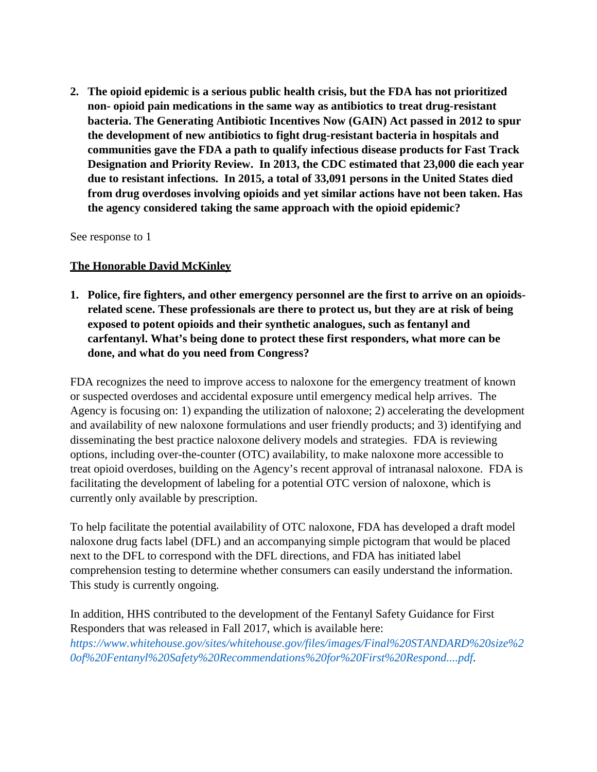2. **The opioid epidemic is a serious public health crisis, but the FDA has not prioritized non- opioid pain medications in the same way as antibiotics to treat drug-resistant bacteria. The Generating Antibiotic Incentives Now (GAIN) Act passed in 2012 to spur the development of new antibiotics to fight drug-resistant bacteria in hospitals and communities gave the FDA a path to qualify infectious disease products for Fast Track Designation and Priority Review. In 2013, the CDC estimated that 23,000 die each year due to resistant infections. In 2015, a total of 33,091 persons in the United States died from drug overdoses involving opioids and yet similar actions have not been taken. Has the agency considered taking the same approach with the opioid epidemic?**

See response to 1

**<u>The Honorable David McKinley</u>**

1. **Police, fire fighters, and other emergency personnel are the first to arrive on an opioids-related scene. These professionals are there to protect us, but they are at risk of being exposed to potent opioids and their synthetic analogues, such as fentanyl and carfentanyl. What's being done to protect these first responders, what more can be done, and what do you need from Congress?**

FDA recognizes the need to improve access to naloxone for the emergency treatment of known or suspected overdoses and accidental exposure until emergency medical help arrives. The Agency is focusing on: 1) expanding the utilization of naloxone; 2) accelerating the development and availability of new naloxone formulations and user friendly products; and 3) identifying and disseminating the best practice naloxone delivery models and strategies. FDA is reviewing options, including over-the-counter (OTC) availability, to make naloxone more accessible to treat opioid overdoses, building on the Agency's recent approval of intranasal naloxone. FDA is facilitating the development of labeling for a potential OTC version of naloxone, which is currently only available by prescription.

To help facilitate the potential availability of OTC naloxone, FDA has developed a draft model naloxone drug facts label (DFL) and an accompanying simple pictogram that would be placed next to the DFL to correspond with the DFL directions, and FDA has initiated label comprehension testing to determine whether consumers can easily understand the information. This study is currently ongoing.

In addition, HHS contributed to the development of the Fentanyl Safety Guidance for First Responders that was released in Fall 2017, which is available here: *https://www.whitehouse.gov/sites/whitehouse.gov/files/images/Final%20STANDARD%20size%20of%20Fentanyl%20Safety%20Recommendations%20for%20First%20Respond....pdf.*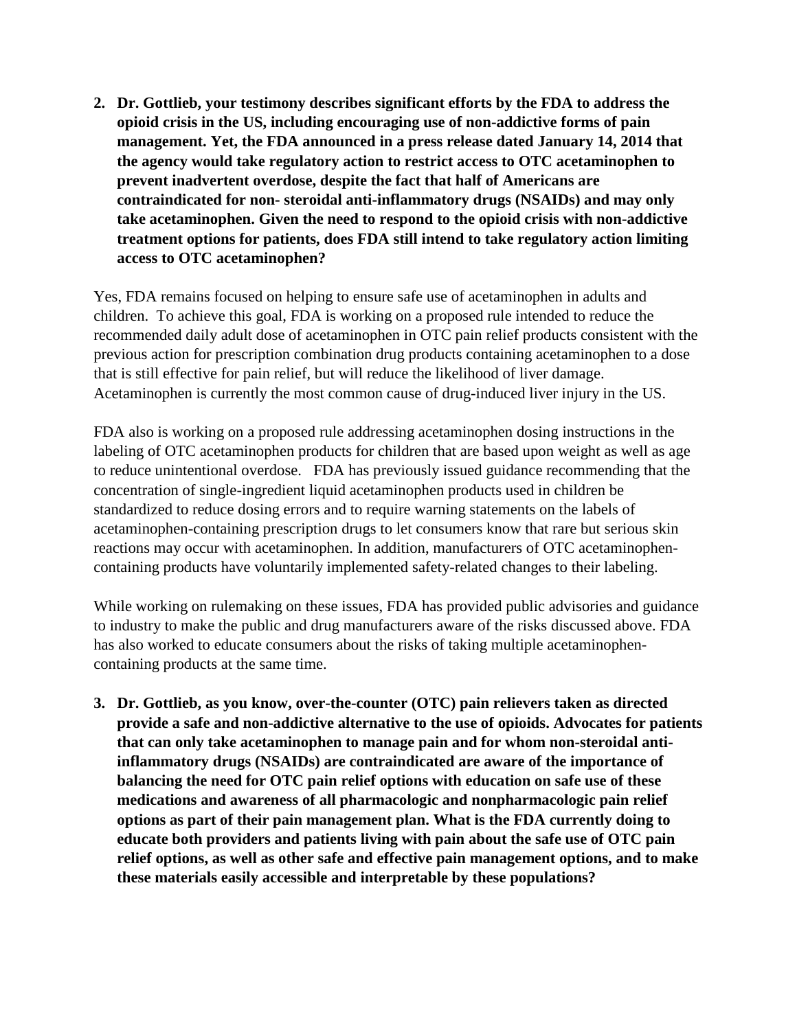2. **Dr. Gottlieb, your testimony describes significant efforts by the FDA to address the opioid crisis in the US, including encouraging use of non-addictive forms of pain management. Yet, the FDA announced in a press release dated January 14, 2014 that the agency would take regulatory action to restrict access to OTC acetaminophen to prevent inadvertent overdose, despite the fact that half of Americans are contraindicated for non- steroidal anti-inflammatory drugs (NSAIDs) and may only take acetaminophen. Given the need to respond to the opioid crisis with non-addictive treatment options for patients, does FDA still intend to take regulatory action limiting access to OTC acetaminophen?**

Yes, FDA remains focused on helping to ensure safe use of acetaminophen in adults and children. To achieve this goal, FDA is working on a proposed rule intended to reduce the recommended daily adult dose of acetaminophen in OTC pain relief products consistent with the previous action for prescription combination drug products containing acetaminophen to a dose that is still effective for pain relief, but will reduce the likelihood of liver damage. Acetaminophen is currently the most common cause of drug-induced liver injury in the US.

FDA also is working on a proposed rule addressing acetaminophen dosing instructions in the labeling of OTC acetaminophen products for children that are based upon weight as well as age to reduce unintentional overdose. FDA has previously issued guidance recommending that the concentration of single-ingredient liquid acetaminophen products used in children be standardized to reduce dosing errors and to require warning statements on the labels of acetaminophen-containing prescription drugs to let consumers know that rare but serious skin reactions may occur with acetaminophen. In addition, manufacturers of OTC acetaminophen-containing products have voluntarily implemented safety-related changes to their labeling.

While working on rulemaking on these issues, FDA has provided public advisories and guidance to industry to make the public and drug manufacturers aware of the risks discussed above. FDA has also worked to educate consumers about the risks of taking multiple acetaminophen-containing products at the same time.

3. **Dr. Gottlieb, as you know, over-the-counter (OTC) pain relievers taken as directed provide a safe and non-addictive alternative to the use of opioids. Advocates for patients that can only take acetaminophen to manage pain and for whom non-steroidal anti-inflammatory drugs (NSAIDs) are contraindicated are aware of the importance of balancing the need for OTC pain relief options with education on safe use of these medications and awareness of all pharmacologic and nonpharmacologic pain relief options as part of their pain management plan. What is the FDA currently doing to educate both providers and patients living with pain about the safe use of OTC pain relief options, as well as other safe and effective pain management options, and to make these materials easily accessible and interpretable by these populations?**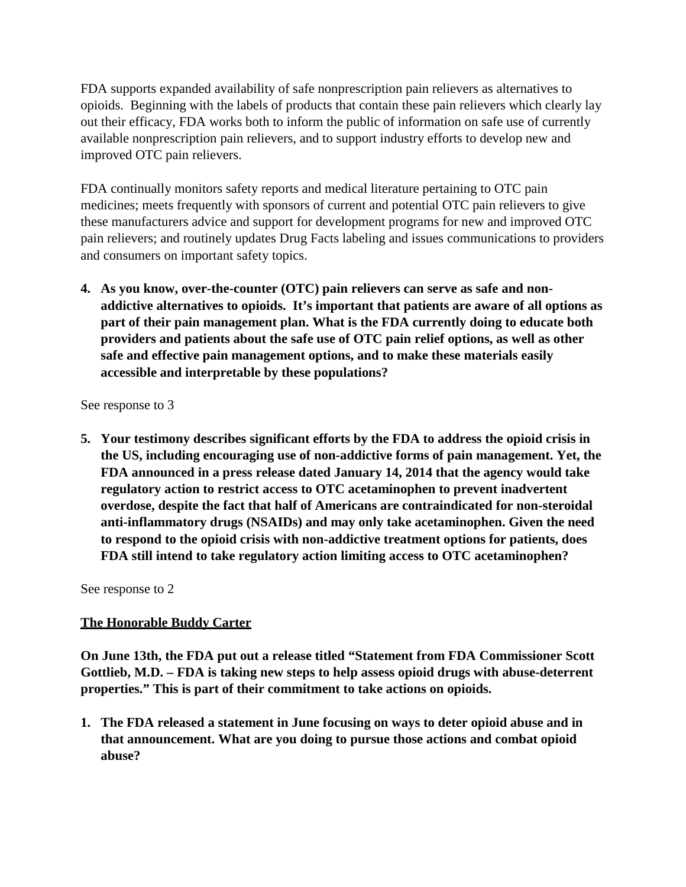FDA supports expanded availability of safe nonprescription pain relievers as alternatives to opioids. Beginning with the labels of products that contain these pain relievers which clearly lay out their efficacy, FDA works both to inform the public of information on safe use of currently available nonprescription pain relievers, and to support industry efforts to develop new and improved OTC pain relievers.

FDA continually monitors safety reports and medical literature pertaining to OTC pain medicines; meets frequently with sponsors of current and potential OTC pain relievers to give these manufacturers advice and support for development programs for new and improved OTC pain relievers; and routinely updates Drug Facts labeling and issues communications to providers and consumers on important safety topics.

4. **As you know, over-the-counter (OTC) pain relievers can serve as safe and non-addictive alternatives to opioids. It's important that patients are aware of all options as part of their pain management plan. What is the FDA currently doing to educate both providers and patients about the safe use of OTC pain relief options, as well as other safe and effective pain management options, and to make these materials easily accessible and interpretable by these populations?**

See response to 3

5. **Your testimony describes significant efforts by the FDA to address the opioid crisis in the US, including encouraging use of non-addictive forms of pain management. Yet, the FDA announced in a press release dated January 14, 2014 that the agency would take regulatory action to restrict access to OTC acetaminophen to prevent inadvertent overdose, despite the fact that half of Americans are contraindicated for non-steroidal anti-inflammatory drugs (NSAIDs) and may only take acetaminophen. Given the need to respond to the opioid crisis with non-addictive treatment options for patients, does FDA still intend to take regulatory action limiting access to OTC acetaminophen?**

See response to 2

**The Honorable Buddy Carter**

**On June 13th, the FDA put out a release titled "Statement from FDA Commissioner Scott Gottlieb, M.D. – FDA is taking new steps to help assess opioid drugs with abuse-deterrent properties." This is part of their commitment to take actions on opioids.**

1. **The FDA released a statement in June focusing on ways to deter opioid abuse and in that announcement. What are you doing to pursue those actions and combat opioid abuse?**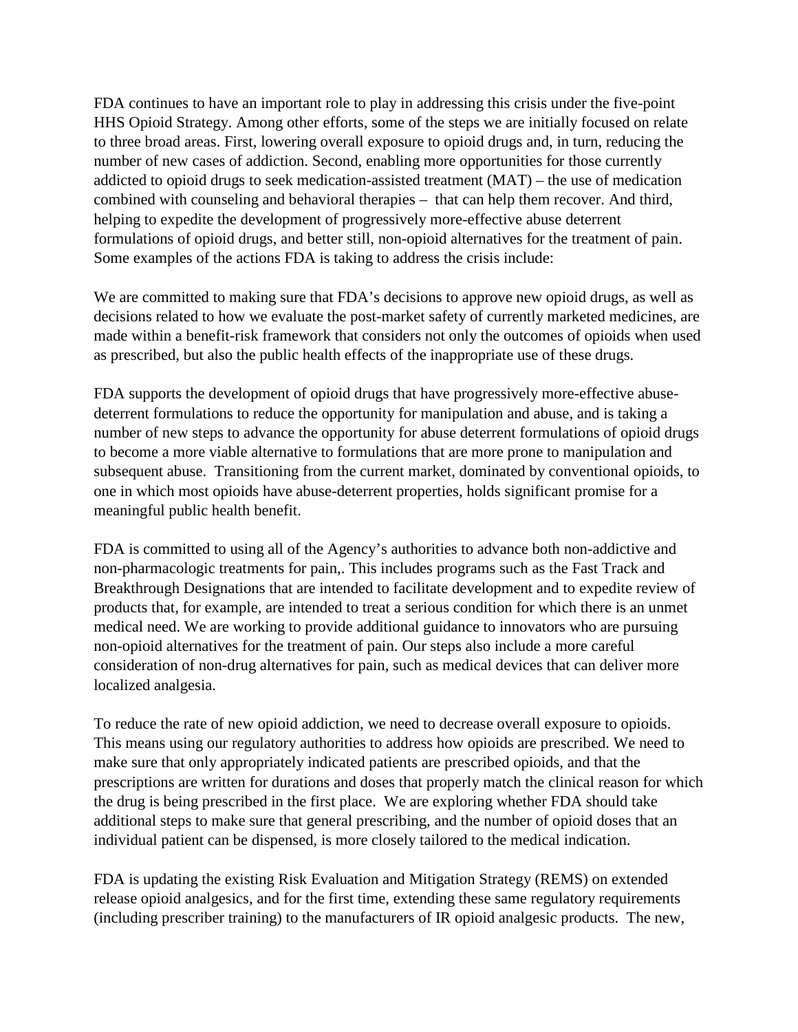FDA continues to have an important role to play in addressing this crisis under the five-point HHS Opioid Strategy. Among other efforts, some of the steps we are initially focused on relate to three broad areas. First, lowering overall exposure to opioid drugs and, in turn, reducing the number of new cases of addiction. Second, enabling more opportunities for those currently addicted to opioid drugs to seek medication-assisted treatment (MAT) – the use of medication combined with counseling and behavioral therapies – that can help them recover. And third, helping to expedite the development of progressively more-effective abuse deterrent formulations of opioid drugs, and better still, non-opioid alternatives for the treatment of pain. Some examples of the actions FDA is taking to address the crisis include:

We are committed to making sure that FDA's decisions to approve new opioid drugs, as well as decisions related to how we evaluate the post-market safety of currently marketed medicines, are made within a benefit-risk framework that considers not only the outcomes of opioids when used as prescribed, but also the public health effects of the inappropriate use of these drugs.

FDA supports the development of opioid drugs that have progressively more-effective abuse-deterrent formulations to reduce the opportunity for manipulation and abuse, and is taking a number of new steps to advance the opportunity for abuse deterrent formulations of opioid drugs to become a more viable alternative to formulations that are more prone to manipulation and subsequent abuse. Transitioning from the current market, dominated by conventional opioids, to one in which most opioids have abuse-deterrent properties, holds significant promise for a meaningful public health benefit.

FDA is committed to using all of the Agency's authorities to advance both non-addictive and non-pharmacologic treatments for pain,. This includes programs such as the Fast Track and Breakthrough Designations that are intended to facilitate development and to expedite review of products that, for example, are intended to treat a serious condition for which there is an unmet medical need. We are working to provide additional guidance to innovators who are pursuing non-opioid alternatives for the treatment of pain. Our steps also include a more careful consideration of non-drug alternatives for pain, such as medical devices that can deliver more localized analgesia.

To reduce the rate of new opioid addiction, we need to decrease overall exposure to opioids. This means using our regulatory authorities to address how opioids are prescribed. We need to make sure that only appropriately indicated patients are prescribed opioids, and that the prescriptions are written for durations and doses that properly match the clinical reason for which the drug is being prescribed in the first place. We are exploring whether FDA should take additional steps to make sure that general prescribing, and the number of opioid doses that an individual patient can be dispensed, is more closely tailored to the medical indication.

FDA is updating the existing Risk Evaluation and Mitigation Strategy (REMS) on extended release opioid analgesics, and for the first time, extending these same regulatory requirements (including prescriber training) to the manufacturers of IR opioid analgesic products. The new,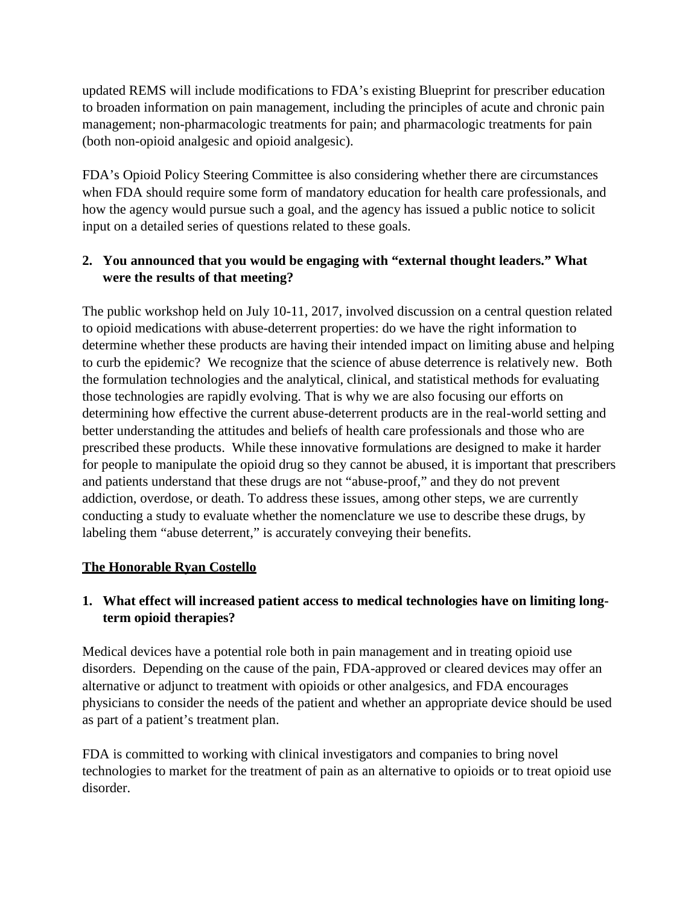updated REMS will include modifications to FDA's existing Blueprint for prescriber education to broaden information on pain management, including the principles of acute and chronic pain management; non-pharmacologic treatments for pain; and pharmacologic treatments for pain (both non-opioid analgesic and opioid analgesic).

FDA's Opioid Policy Steering Committee is also considering whether there are circumstances when FDA should require some form of mandatory education for health care professionals, and how the agency would pursue such a goal, and the agency has issued a public notice to solicit input on a detailed series of questions related to these goals.

**2. You announced that you would be engaging with "external thought leaders." What were the results of that meeting?**

The public workshop held on July 10-11, 2017, involved discussion on a central question related to opioid medications with abuse-deterrent properties: do we have the right information to determine whether these products are having their intended impact on limiting abuse and helping to curb the epidemic? We recognize that the science of abuse deterrence is relatively new. Both the formulation technologies and the analytical, clinical, and statistical methods for evaluating those technologies are rapidly evolving. That is why we are also focusing our efforts on determining how effective the current abuse-deterrent products are in the real-world setting and better understanding the attitudes and beliefs of health care professionals and those who are prescribed these products. While these innovative formulations are designed to make it harder for people to manipulate the opioid drug so they cannot be abused, it is important that prescribers and patients understand that these drugs are not "abuse-proof," and they do not prevent addiction, overdose, or death. To address these issues, among other steps, we are currently conducting a study to evaluate whether the nomenclature we use to describe these drugs, by labeling them "abuse deterrent," is accurately conveying their benefits.

**The Honorable Ryan Costello**

**1. What effect will increased patient access to medical technologies have on limiting long-term opioid therapies?**

Medical devices have a potential role both in pain management and in treating opioid use disorders. Depending on the cause of the pain, FDA-approved or cleared devices may offer an alternative or adjunct to treatment with opioids or other analgesics, and FDA encourages physicians to consider the needs of the patient and whether an appropriate device should be used as part of a patient's treatment plan.

FDA is committed to working with clinical investigators and companies to bring novel technologies to market for the treatment of pain as an alternative to opioids or to treat opioid use disorder.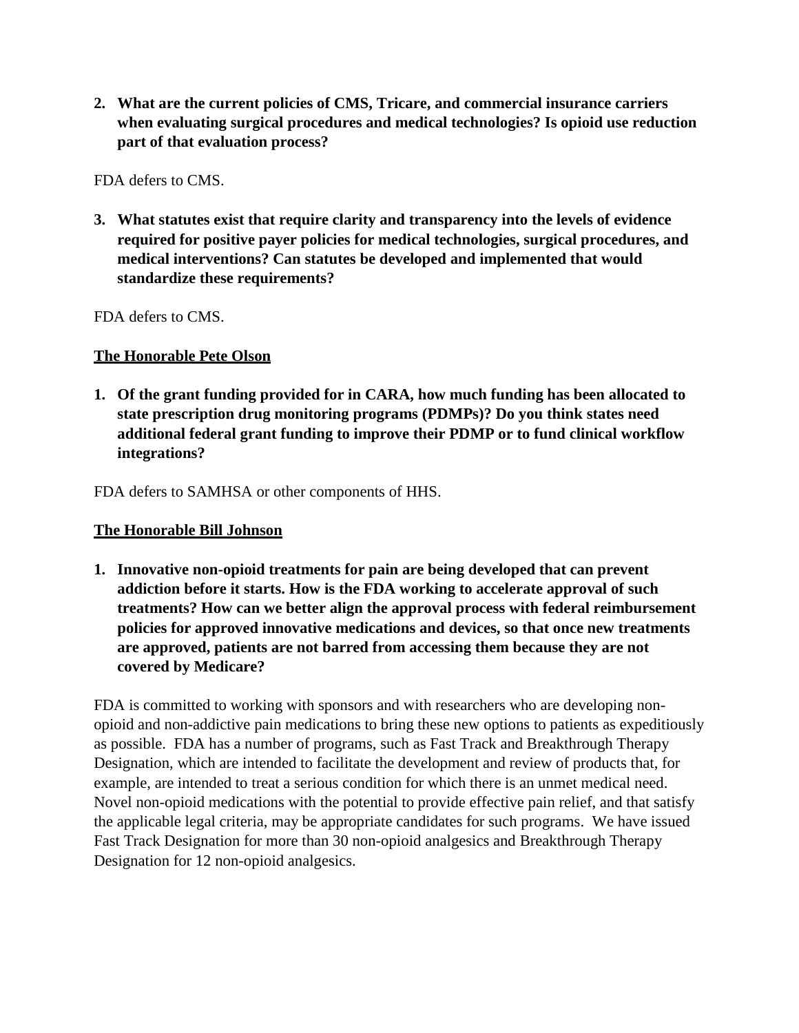**2. What are the current policies of CMS, Tricare, and commercial insurance carriers when evaluating surgical procedures and medical technologies? Is opioid use reduction part of that evaluation process?**

FDA defers to CMS.

**3. What statutes exist that require clarity and transparency into the levels of evidence required for positive payer policies for medical technologies, surgical procedures, and medical interventions? Can statutes be developed and implemented that would standardize these requirements?**

FDA defers to CMS.

**The Honorable Pete Olson**

**1. Of the grant funding provided for in CARA, how much funding has been allocated to state prescription drug monitoring programs (PDMPs)? Do you think states need additional federal grant funding to improve their PDMP or to fund clinical workflow integrations?**

FDA defers to SAMHSA or other components of HHS.

**The Honorable Bill Johnson**

**1. Innovative non-opioid treatments for pain are being developed that can prevent addiction before it starts. How is the FDA working to accelerate approval of such treatments? How can we better align the approval process with federal reimbursement policies for approved innovative medications and devices, so that once new treatments are approved, patients are not barred from accessing them because they are not covered by Medicare?**

FDA is committed to working with sponsors and with researchers who are developing non-opioid and non-addictive pain medications to bring these new options to patients as expeditiously as possible. FDA has a number of programs, such as Fast Track and Breakthrough Therapy Designation, which are intended to facilitate the development and review of products that, for example, are intended to treat a serious condition for which there is an unmet medical need. Novel non-opioid medications with the potential to provide effective pain relief, and that satisfy the applicable legal criteria, may be appropriate candidates for such programs. We have issued Fast Track Designation for more than 30 non-opioid analgesics and Breakthrough Therapy Designation for 12 non-opioid analgesics.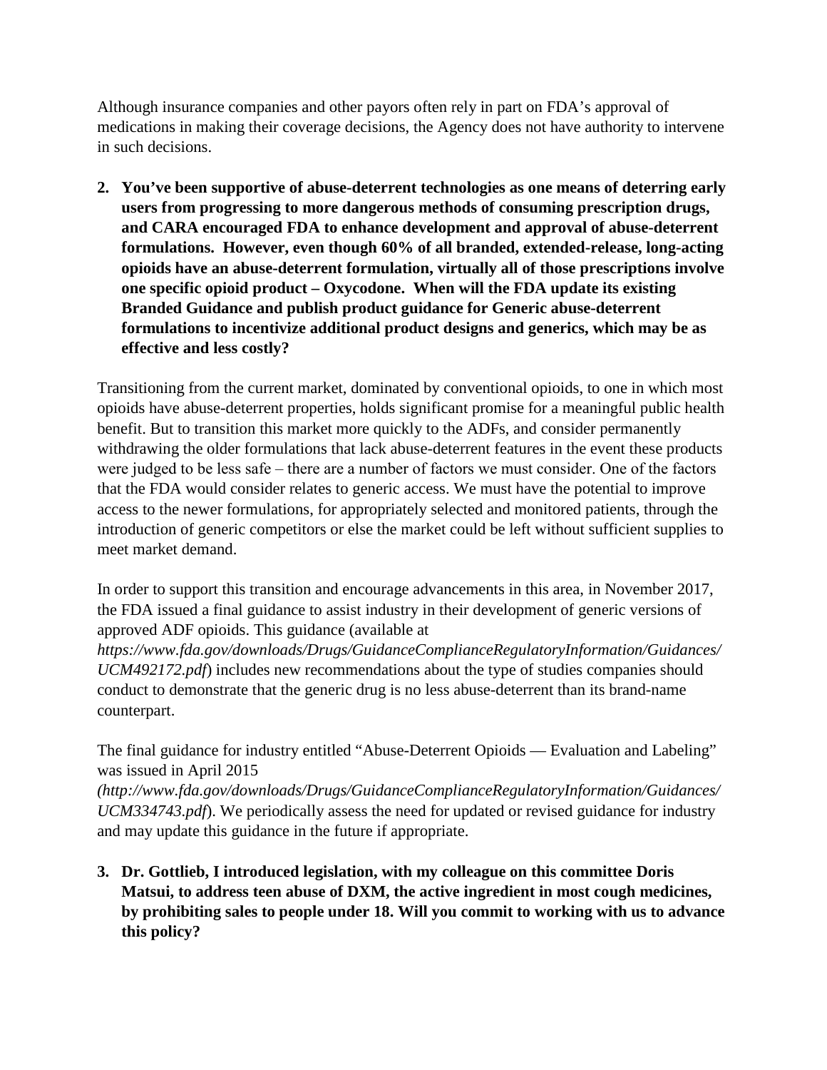Although insurance companies and other payors often rely in part on FDA's approval of medications in making their coverage decisions, the Agency does not have authority to intervene in such decisions.

2. **You've been supportive of abuse-deterrent technologies as one means of deterring early users from progressing to more dangerous methods of consuming prescription drugs, and CARA encouraged FDA to enhance development and approval of abuse-deterrent formulations. However, even though 60% of all branded, extended-release, long-acting opioids have an abuse-deterrent formulation, virtually all of those prescriptions involve one specific opioid product – Oxycodone. When will the FDA update its existing Branded Guidance and publish product guidance for Generic abuse-deterrent formulations to incentivize additional product designs and generics, which may be as effective and less costly?**

Transitioning from the current market, dominated by conventional opioids, to one in which most opioids have abuse-deterrent properties, holds significant promise for a meaningful public health benefit. But to transition this market more quickly to the ADFs, and consider permanently withdrawing the older formulations that lack abuse-deterrent features in the event these products were judged to be less safe – there are a number of factors we must consider. One of the factors that the FDA would consider relates to generic access. We must have the potential to improve access to the newer formulations, for appropriately selected and monitored patients, through the introduction of generic competitors or else the market could be left without sufficient supplies to meet market demand.

In order to support this transition and encourage advancements in this area, in November 2017, the FDA issued a final guidance to assist industry in their development of generic versions of approved ADF opioids. This guidance (available at *https://www.fda.gov/downloads/Drugs/GuidanceComplianceRegulatoryInformation/Guidances/UCM492172.pdf*) includes new recommendations about the type of studies companies should conduct to demonstrate that the generic drug is no less abuse-deterrent than its brand-name counterpart.

The final guidance for industry entitled "Abuse-Deterrent Opioids — Evaluation and Labeling" was issued in April 2015 *(http://www.fda.gov/downloads/Drugs/GuidanceComplianceRegulatoryInformation/Guidances/UCM334743.pdf*). We periodically assess the need for updated or revised guidance for industry and may update this guidance in the future if appropriate.

3. **Dr. Gottlieb, I introduced legislation, with my colleague on this committee Doris Matsui, to address teen abuse of DXM, the active ingredient in most cough medicines, by prohibiting sales to people under 18. Will you commit to working with us to advance this policy?**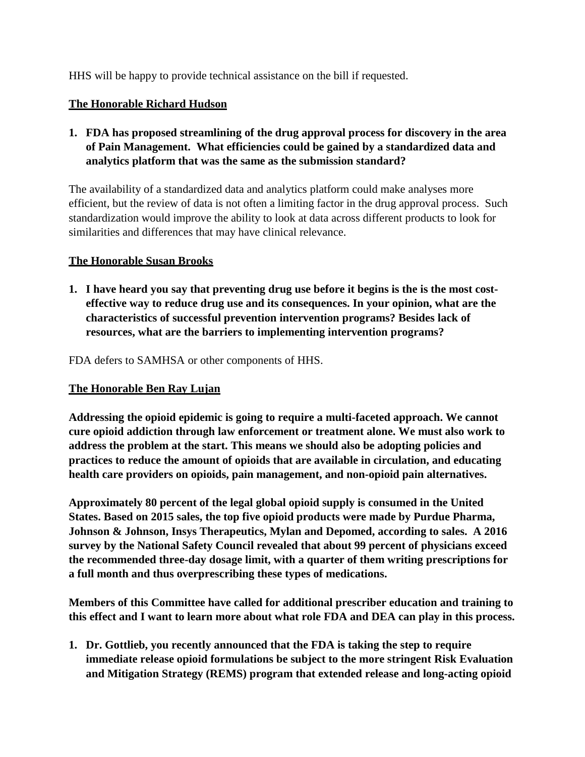HHS will be happy to provide technical assistance on the bill if requested.

**The Honorable Richard Hudson**

1. **FDA has proposed streamlining of the drug approval process for discovery in the area of Pain Management. What efficiencies could be gained by a standardized data and analytics platform that was the same as the submission standard?**

The availability of a standardized data and analytics platform could make analyses more efficient, but the review of data is not often a limiting factor in the drug approval process. Such standardization would improve the ability to look at data across different products to look for similarities and differences that may have clinical relevance.

**The Honorable Susan Brooks**

1. **I have heard you say that preventing drug use before it begins is the is the most cost-effective way to reduce drug use and its consequences. In your opinion, what are the characteristics of successful prevention intervention programs? Besides lack of resources, what are the barriers to implementing intervention programs?**

FDA defers to SAMHSA or other components of HHS.

**The Honorable Ben Ray Lujan**

**Addressing the opioid epidemic is going to require a multi-faceted approach. We cannot cure opioid addiction through law enforcement or treatment alone. We must also work to address the problem at the start. This means we should also be adopting policies and practices to reduce the amount of opioids that are available in circulation, and educating health care providers on opioids, pain management, and non-opioid pain alternatives.**

**Approximately 80 percent of the legal global opioid supply is consumed in the United States. Based on 2015 sales, the top five opioid products were made by Purdue Pharma, Johnson & Johnson, Insys Therapeutics, Mylan and Depomed, according to sales. A 2016 survey by the National Safety Council revealed that about 99 percent of physicians exceed the recommended three-day dosage limit, with a quarter of them writing prescriptions for a full month and thus overprescribing these types of medications.**

**Members of this Committee have called for additional prescriber education and training to this effect and I want to learn more about what role FDA and DEA can play in this process.**

1. **Dr. Gottlieb, you recently announced that the FDA is taking the step to require immediate release opioid formulations be subject to the more stringent Risk Evaluation and Mitigation Strategy (REMS) program that extended release and long-acting opioid**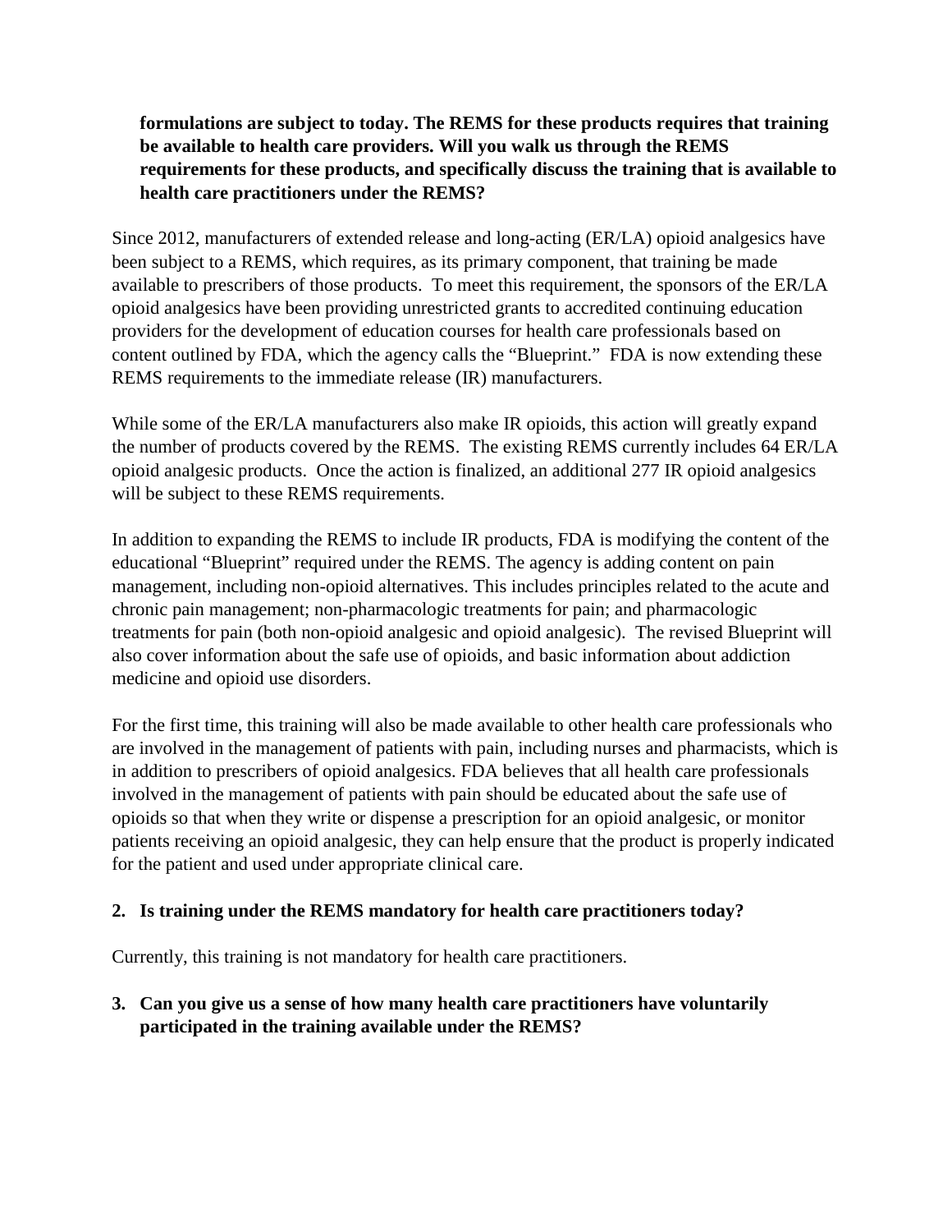**formulations are subject to today. The REMS for these products requires that training be available to health care providers. Will you walk us through the REMS requirements for these products, and specifically discuss the training that is available to health care practitioners under the REMS?**

Since 2012, manufacturers of extended release and long-acting (ER/LA) opioid analgesics have been subject to a REMS, which requires, as its primary component, that training be made available to prescribers of those products. To meet this requirement, the sponsors of the ER/LA opioid analgesics have been providing unrestricted grants to accredited continuing education providers for the development of education courses for health care professionals based on content outlined by FDA, which the agency calls the "Blueprint." FDA is now extending these REMS requirements to the immediate release (IR) manufacturers.

While some of the ER/LA manufacturers also make IR opioids, this action will greatly expand the number of products covered by the REMS. The existing REMS currently includes 64 ER/LA opioid analgesic products. Once the action is finalized, an additional 277 IR opioid analgesics will be subject to these REMS requirements.

In addition to expanding the REMS to include IR products, FDA is modifying the content of the educational "Blueprint" required under the REMS. The agency is adding content on pain management, including non-opioid alternatives. This includes principles related to the acute and chronic pain management; non-pharmacologic treatments for pain; and pharmacologic treatments for pain (both non-opioid analgesic and opioid analgesic). The revised Blueprint will also cover information about the safe use of opioids, and basic information about addiction medicine and opioid use disorders.

For the first time, this training will also be made available to other health care professionals who are involved in the management of patients with pain, including nurses and pharmacists, which is in addition to prescribers of opioid analgesics. FDA believes that all health care professionals involved in the management of patients with pain should be educated about the safe use of opioids so that when they write or dispense a prescription for an opioid analgesic, or monitor patients receiving an opioid analgesic, they can help ensure that the product is properly indicated for the patient and used under appropriate clinical care.

2. **Is training under the REMS mandatory for health care practitioners today?**

Currently, this training is not mandatory for health care practitioners.

3. **Can you give us a sense of how many health care practitioners have voluntarily participated in the training available under the REMS?**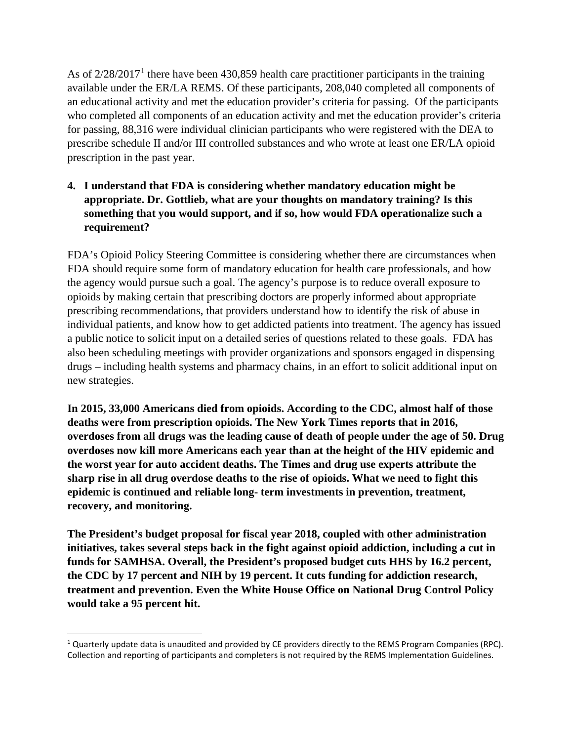As of 2/28/2017[1] there have been 430,859 health care practitioner participants in the training available under the ER/LA REMS. Of these participants, 208,040 completed all components of an educational activity and met the education provider's criteria for passing. Of the participants who completed all components of an education activity and met the education provider's criteria for passing, 88,316 were individual clinician participants who were registered with the DEA to prescribe schedule II and/or III controlled substances and who wrote at least one ER/LA opioid prescription in the past year.

4. **I understand that FDA is considering whether mandatory education might be appropriate. Dr. Gottlieb, what are your thoughts on mandatory training? Is this something that you would support, and if so, how would FDA operationalize such a requirement?**

FDA's Opioid Policy Steering Committee is considering whether there are circumstances when FDA should require some form of mandatory education for health care professionals, and how the agency would pursue such a goal. The agency's purpose is to reduce overall exposure to opioids by making certain that prescribing doctors are properly informed about appropriate prescribing recommendations, that providers understand how to identify the risk of abuse in individual patients, and know how to get addicted patients into treatment. The agency has issued a public notice to solicit input on a detailed series of questions related to these goals. FDA has also been scheduling meetings with provider organizations and sponsors engaged in dispensing drugs – including health systems and pharmacy chains, in an effort to solicit additional input on new strategies.

**In 2015, 33,000 Americans died from opioids. According to the CDC, almost half of those deaths were from prescription opioids. The New York Times reports that in 2016, overdoses from all drugs was the leading cause of death of people under the age of 50. Drug overdoses now kill more Americans each year than at the height of the HIV epidemic and the worst year for auto accident deaths. The Times and drug use experts attribute the sharp rise in all drug overdose deaths to the rise of opioids. What we need to fight this epidemic is continued and reliable long- term investments in prevention, treatment, recovery, and monitoring.**

**The President's budget proposal for fiscal year 2018, coupled with other administration initiatives, takes several steps back in the fight against opioid addiction, including a cut in funds for SAMHSA. Overall, the President's proposed budget cuts HHS by 16.2 percent, the CDC by 17 percent and NIH by 19 percent. It cuts funding for addiction research, treatment and prevention. Even the White House Office on National Drug Control Policy would take a 95 percent hit.**

---

[1] Quarterly update data is unaudited and provided by CE providers directly to the REMS Program Companies (RPC). Collection and reporting of participants and completers is not required by the REMS Implementation Guidelines.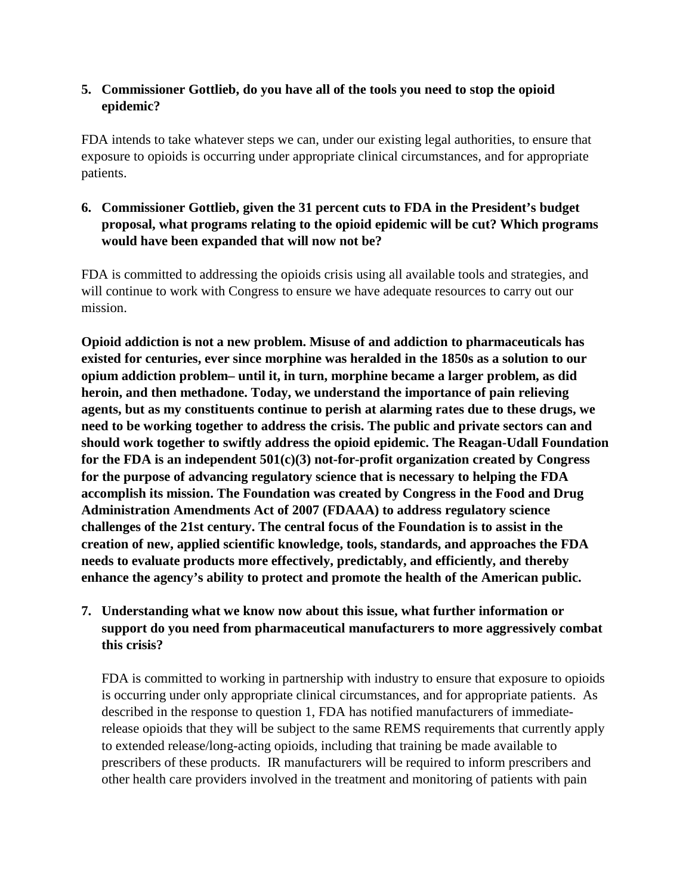**5. Commissioner Gottlieb, do you have all of the tools you need to stop the opioid epidemic?**

FDA intends to take whatever steps we can, under our existing legal authorities, to ensure that exposure to opioids is occurring under appropriate clinical circumstances, and for appropriate patients.

**6. Commissioner Gottlieb, given the 31 percent cuts to FDA in the President's budget proposal, what programs relating to the opioid epidemic will be cut? Which programs would have been expanded that will now not be?**

FDA is committed to addressing the opioids crisis using all available tools and strategies, and will continue to work with Congress to ensure we have adequate resources to carry out our mission.

**Opioid addiction is not a new problem. Misuse of and addiction to pharmaceuticals has existed for centuries, ever since morphine was heralded in the 1850s as a solution to our opium addiction problem– until it, in turn, morphine became a larger problem, as did heroin, and then methadone. Today, we understand the importance of pain relieving agents, but as my constituents continue to perish at alarming rates due to these drugs, we need to be working together to address the crisis. The public and private sectors can and should work together to swiftly address the opioid epidemic. The Reagan-Udall Foundation for the FDA is an independent 501(c)(3) not-for-profit organization created by Congress for the purpose of advancing regulatory science that is necessary to helping the FDA accomplish its mission. The Foundation was created by Congress in the Food and Drug Administration Amendments Act of 2007 (FDAAA) to address regulatory science challenges of the 21st century. The central focus of the Foundation is to assist in the creation of new, applied scientific knowledge, tools, standards, and approaches the FDA needs to evaluate products more effectively, predictably, and efficiently, and thereby enhance the agency's ability to protect and promote the health of the American public.**

**7. Understanding what we know now about this issue, what further information or support do you need from pharmaceutical manufacturers to more aggressively combat this crisis?**

FDA is committed to working in partnership with industry to ensure that exposure to opioids is occurring under only appropriate clinical circumstances, and for appropriate patients. As described in the response to question 1, FDA has notified manufacturers of immediate-release opioids that they will be subject to the same REMS requirements that currently apply to extended release/long-acting opioids, including that training be made available to prescribers of these products. IR manufacturers will be required to inform prescribers and other health care providers involved in the treatment and monitoring of patients with pain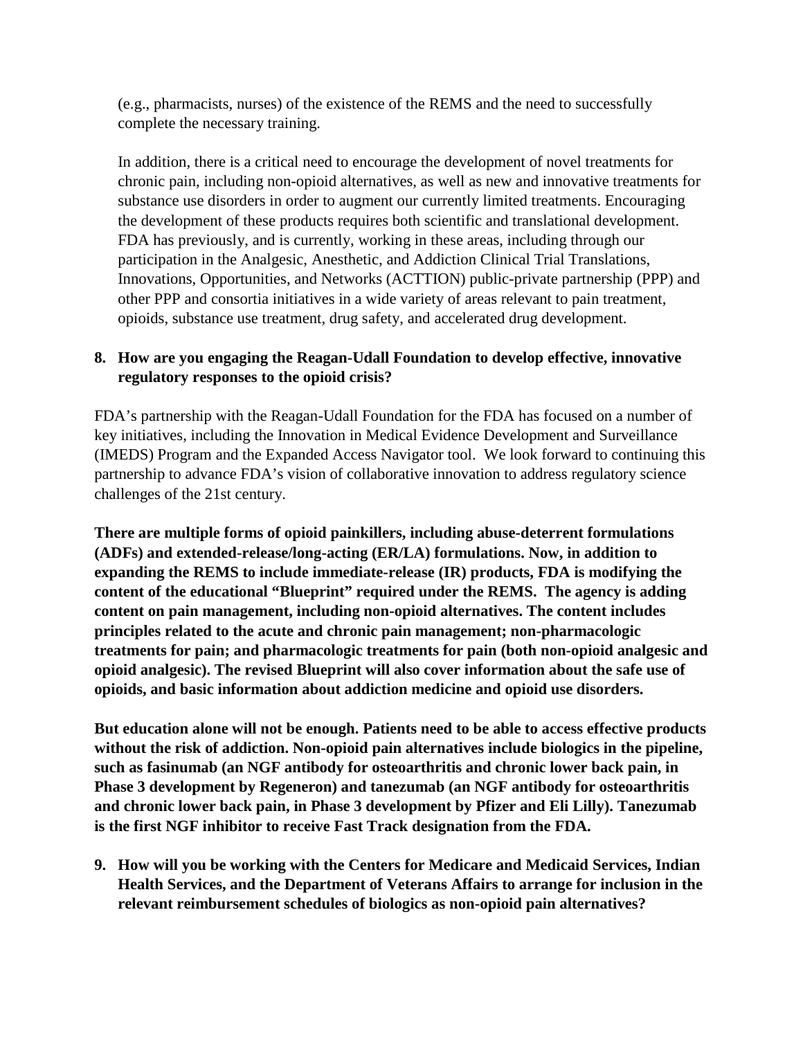(e.g., pharmacists, nurses) of the existence of the REMS and the need to successfully complete the necessary training.

In addition, there is a critical need to encourage the development of novel treatments for chronic pain, including non-opioid alternatives, as well as new and innovative treatments for substance use disorders in order to augment our currently limited treatments. Encouraging the development of these products requires both scientific and translational development. FDA has previously, and is currently, working in these areas, including through our participation in the Analgesic, Anesthetic, and Addiction Clinical Trial Translations, Innovations, Opportunities, and Networks (ACTTION) public-private partnership (PPP) and other PPP and consortia initiatives in a wide variety of areas relevant to pain treatment, opioids, substance use treatment, drug safety, and accelerated drug development.

**8. How are you engaging the Reagan-Udall Foundation to develop effective, innovative regulatory responses to the opioid crisis?**

FDA's partnership with the Reagan-Udall Foundation for the FDA has focused on a number of key initiatives, including the Innovation in Medical Evidence Development and Surveillance (IMEDS) Program and the Expanded Access Navigator tool. We look forward to continuing this partnership to advance FDA's vision of collaborative innovation to address regulatory science challenges of the 21st century.

**There are multiple forms of opioid painkillers, including abuse-deterrent formulations (ADFs) and extended-release/long-acting (ER/LA) formulations. Now, in addition to expanding the REMS to include immediate-release (IR) products, FDA is modifying the content of the educational "Blueprint" required under the REMS. The agency is adding content on pain management, including non-opioid alternatives. The content includes principles related to the acute and chronic pain management; non-pharmacologic treatments for pain; and pharmacologic treatments for pain (both non-opioid analgesic and opioid analgesic). The revised Blueprint will also cover information about the safe use of opioids, and basic information about addiction medicine and opioid use disorders.**

**But education alone will not be enough. Patients need to be able to access effective products without the risk of addiction. Non-opioid pain alternatives include biologics in the pipeline, such as fasinumab (an NGF antibody for osteoarthritis and chronic lower back pain, in Phase 3 development by Regeneron) and tanezumab (an NGF antibody for osteoarthritis and chronic lower back pain, in Phase 3 development by Pfizer and Eli Lilly). Tanezumab is the first NGF inhibitor to receive Fast Track designation from the FDA.**

**9. How will you be working with the Centers for Medicare and Medicaid Services, Indian Health Services, and the Department of Veterans Affairs to arrange for inclusion in the relevant reimbursement schedules of biologics as non-opioid pain alternatives?**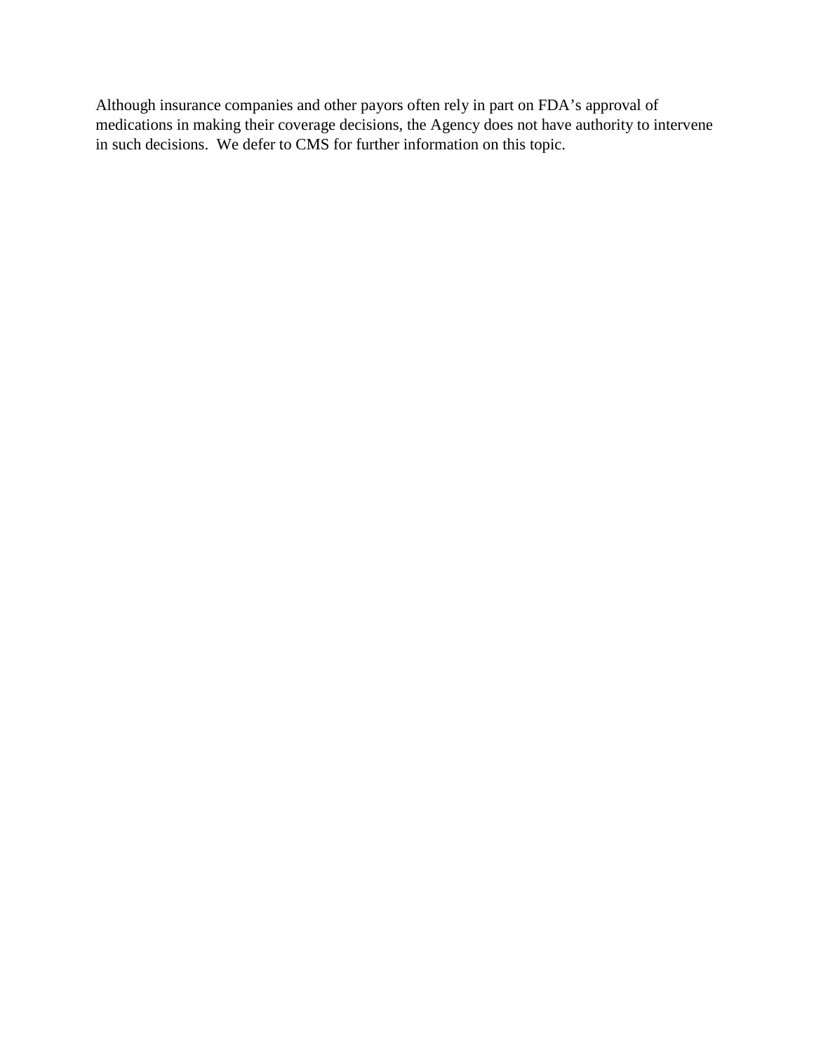Although insurance companies and other payors often rely in part on FDA's approval of medications in making their coverage decisions, the Agency does not have authority to intervene in such decisions. We defer to CMS for further information on this topic.